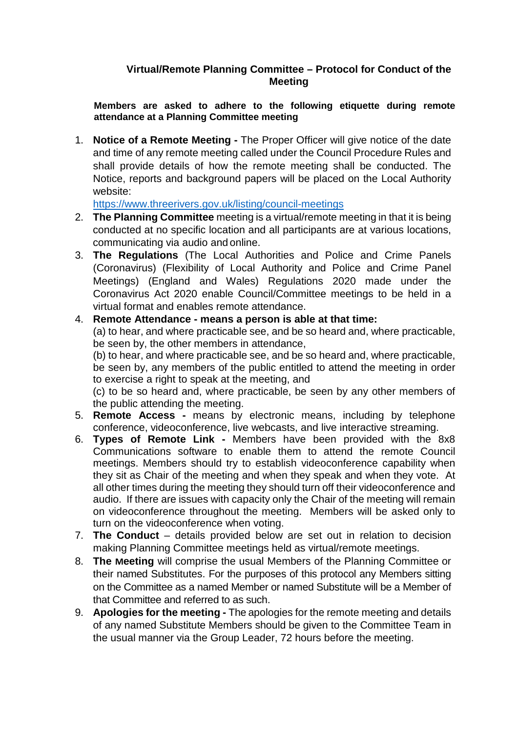# Virtual/Remote Planning Committee – Protocol for Conduct of the Meeting

**Members are asked to adhere to the following etiquette during remote attendance at a Planning Committee meeting**

1. **Notice of a Remote Meeting -** The Proper Officer will give notice of the date and time of any remote meeting called under the Council Procedure Rules and shall provide details of how the remote meeting shall be conducted. The Notice, reports and background papers will be placed on the Local Authority website:
   https://www.threerivers.gov.uk/listing/council-meetings
2. **The Planning Committee** meeting is a virtual/remote meeting in that it is being conducted at no specific location and all participants are at various locations, communicating via audio and online.
3. **The Regulations** (The Local Authorities and Police and Crime Panels (Coronavirus) (Flexibility of Local Authority and Police and Crime Panel Meetings) (England and Wales) Regulations 2020 made under the Coronavirus Act 2020 enable Council/Committee meetings to be held in a virtual format and enables remote attendance.
4. **Remote Attendance - means a person is able at that time:**
   (a) to hear, and where practicable see, and be so heard and, where practicable, be seen by, the other members in attendance,
   (b) to hear, and where practicable see, and be so heard and, where practicable, be seen by, any members of the public entitled to attend the meeting in order to exercise a right to speak at the meeting, and
   (c) to be so heard and, where practicable, be seen by any other members of the public attending the meeting.
5. **Remote Access -** means by electronic means, including by telephone conference, videoconference, live webcasts, and live interactive streaming.
6. **Types of Remote Link -** Members have been provided with the 8x8 Communications software to enable them to attend the remote Council meetings. Members should try to establish videoconference capability when they sit as Chair of the meeting and when they speak and when they vote. At all other times during the meeting they should turn off their videoconference and audio. If there are issues with capacity only the Chair of the meeting will remain on videoconference throughout the meeting. Members will be asked only to turn on the videoconference when voting.
7. **The Conduct** – details provided below are set out in relation to decision making Planning Committee meetings held as virtual/remote meetings.
8. **The Meeting** will comprise the usual Members of the Planning Committee or their named Substitutes. For the purposes of this protocol any Members sitting on the Committee as a named Member or named Substitute will be a Member of that Committee and referred to as such.
9. **Apologies for the meeting -** The apologies for the remote meeting and details of any named Substitute Members should be given to the Committee Team in the usual manner via the Group Leader, 72 hours before the meeting.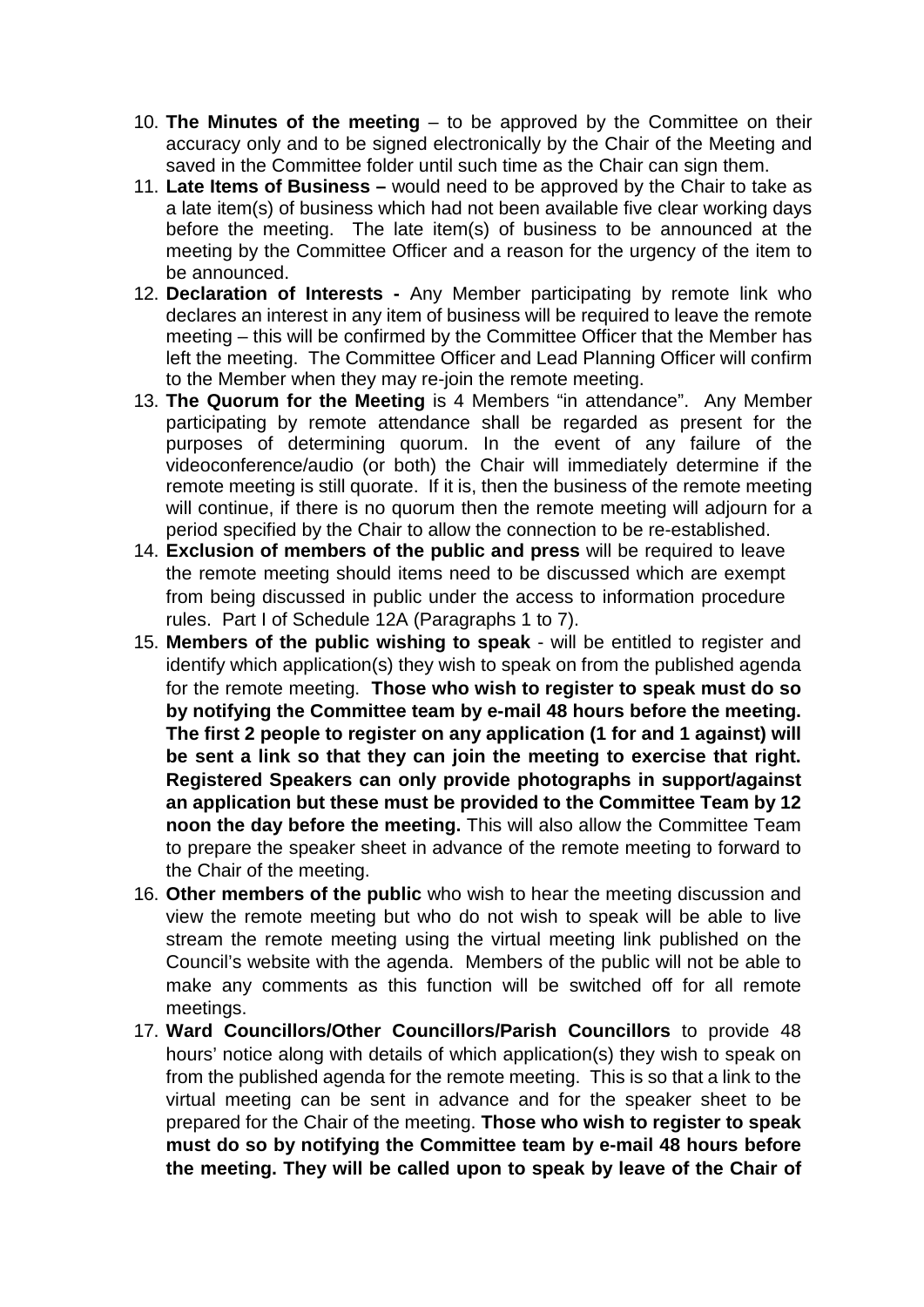10. **The Minutes of the meeting** – to be approved by the Committee on their accuracy only and to be signed electronically by the Chair of the Meeting and saved in the Committee folder until such time as the Chair can sign them.
11. **Late Items of Business –** would need to be approved by the Chair to take as a late item(s) of business which had not been available five clear working days before the meeting. The late item(s) of business to be announced at the meeting by the Committee Officer and a reason for the urgency of the item to be announced.
12. **Declaration of Interests -** Any Member participating by remote link who declares an interest in any item of business will be required to leave the remote meeting – this will be confirmed by the Committee Officer that the Member has left the meeting. The Committee Officer and Lead Planning Officer will confirm to the Member when they may re-join the remote meeting.
13. **The Quorum for the Meeting** is 4 Members "in attendance". Any Member participating by remote attendance shall be regarded as present for the purposes of determining quorum. In the event of any failure of the videoconference/audio (or both) the Chair will immediately determine if the remote meeting is still quorate. If it is, then the business of the remote meeting will continue, if there is no quorum then the remote meeting will adjourn for a period specified by the Chair to allow the connection to be re-established.
14. **Exclusion of members of the public and press** will be required to leave the remote meeting should items need to be discussed which are exempt from being discussed in public under the access to information procedure rules. Part I of Schedule 12A (Paragraphs 1 to 7).
15. **Members of the public wishing to speak** - will be entitled to register and identify which application(s) they wish to speak on from the published agenda for the remote meeting. **Those who wish to register to speak must do so by notifying the Committee team by e-mail 48 hours before the meeting. The first 2 people to register on any application (1 for and 1 against) will be sent a link so that they can join the meeting to exercise that right. Registered Speakers can only provide photographs in support/against an application but these must be provided to the Committee Team by 12 noon the day before the meeting.** This will also allow the Committee Team to prepare the speaker sheet in advance of the remote meeting to forward to the Chair of the meeting.
16. **Other members of the public** who wish to hear the meeting discussion and view the remote meeting but who do not wish to speak will be able to live stream the remote meeting using the virtual meeting link published on the Council's website with the agenda. Members of the public will not be able to make any comments as this function will be switched off for all remote meetings.
17. **Ward Councillors/Other Councillors/Parish Councillors** to provide 48 hours' notice along with details of which application(s) they wish to speak on from the published agenda for the remote meeting. This is so that a link to the virtual meeting can be sent in advance and for the speaker sheet to be prepared for the Chair of the meeting. **Those who wish to register to speak must do so by notifying the Committee team by e-mail 48 hours before the meeting. They will be called upon to speak by leave of the Chair of**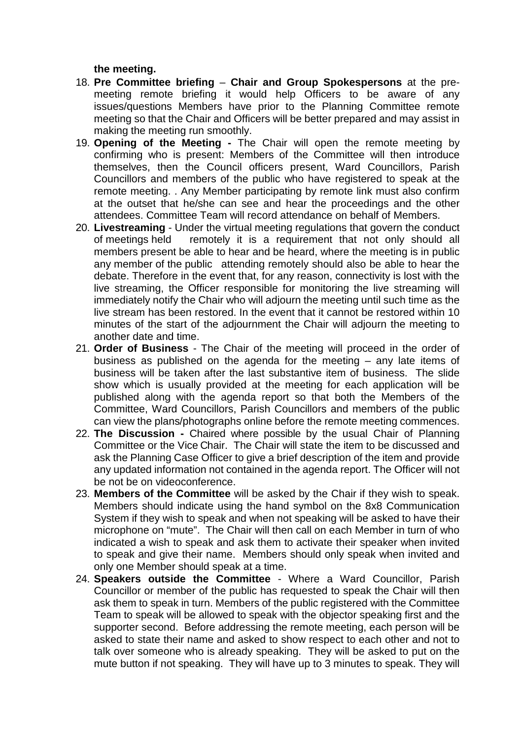**the meeting.**

18. **Pre Committee briefing** – **Chair and Group Spokespersons** at the pre-meeting remote briefing it would help Officers to be aware of any issues/questions Members have prior to the Planning Committee remote meeting so that the Chair and Officers will be better prepared and may assist in making the meeting run smoothly.
19. **Opening of the Meeting -** The Chair will open the remote meeting by confirming who is present: Members of the Committee will then introduce themselves, then the Council officers present, Ward Councillors, Parish Councillors and members of the public who have registered to speak at the remote meeting. . Any Member participating by remote link must also confirm at the outset that he/she can see and hear the proceedings and the other attendees. Committee Team will record attendance on behalf of Members.
20. **Livestreaming** - Under the virtual meeting regulations that govern the conduct of meetings held remotely it is a requirement that not only should all members present be able to hear and be heard, where the meeting is in public any member of the public attending remotely should also be able to hear the debate. Therefore in the event that, for any reason, connectivity is lost with the live streaming, the Officer responsible for monitoring the live streaming will immediately notify the Chair who will adjourn the meeting until such time as the live stream has been restored. In the event that it cannot be restored within 10 minutes of the start of the adjournment the Chair will adjourn the meeting to another date and time.
21. **Order of Business** - The Chair of the meeting will proceed in the order of business as published on the agenda for the meeting – any late items of business will be taken after the last substantive item of business. The slide show which is usually provided at the meeting for each application will be published along with the agenda report so that both the Members of the Committee, Ward Councillors, Parish Councillors and members of the public can view the plans/photographs online before the remote meeting commences.
22. **The Discussion -** Chaired where possible by the usual Chair of Planning Committee or the Vice Chair. The Chair will state the item to be discussed and ask the Planning Case Officer to give a brief description of the item and provide any updated information not contained in the agenda report. The Officer will not be not be on videoconference.
23. **Members of the Committee** will be asked by the Chair if they wish to speak. Members should indicate using the hand symbol on the 8x8 Communication System if they wish to speak and when not speaking will be asked to have their microphone on "mute". The Chair will then call on each Member in turn of who indicated a wish to speak and ask them to activate their speaker when invited to speak and give their name. Members should only speak when invited and only one Member should speak at a time.
24. **Speakers outside the Committee** - Where a Ward Councillor, Parish Councillor or member of the public has requested to speak the Chair will then ask them to speak in turn. Members of the public registered with the Committee Team to speak will be allowed to speak with the objector speaking first and the supporter second. Before addressing the remote meeting, each person will be asked to state their name and asked to show respect to each other and not to talk over someone who is already speaking. They will be asked to put on the mute button if not speaking. They will have up to 3 minutes to speak. They will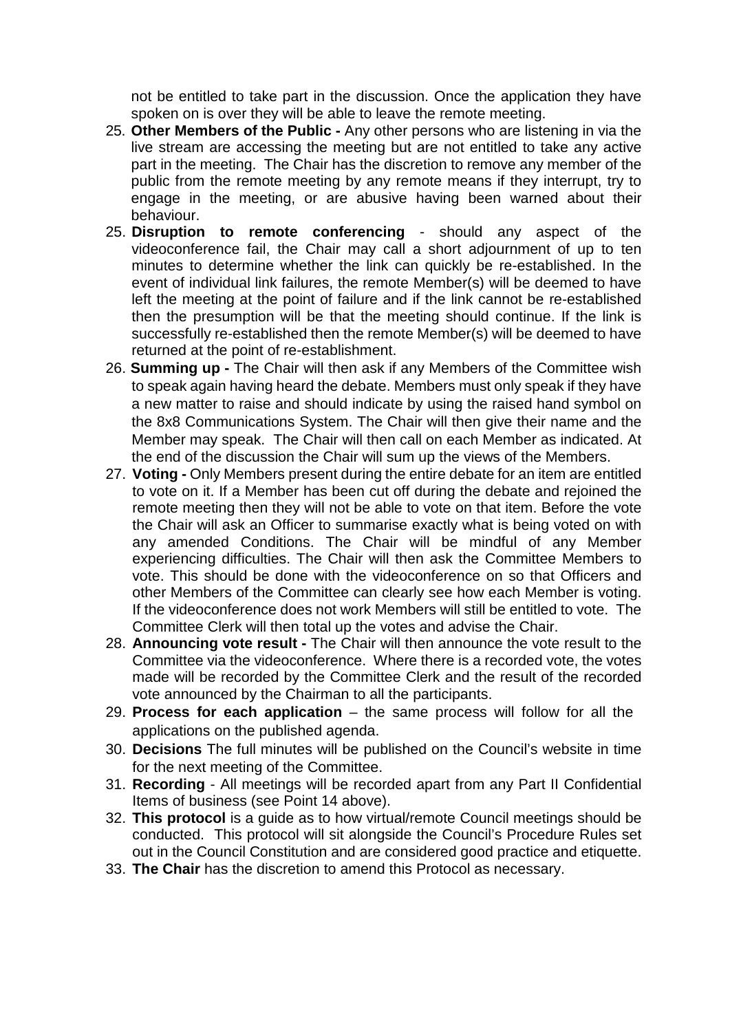not be entitled to take part in the discussion. Once the application they have spoken on is over they will be able to leave the remote meeting.

25. **Other Members of the Public -** Any other persons who are listening in via the live stream are accessing the meeting but are not entitled to take any active part in the meeting. The Chair has the discretion to remove any member of the public from the remote meeting by any remote means if they interrupt, try to engage in the meeting, or are abusive having been warned about their behaviour.
25. **Disruption to remote conferencing** - should any aspect of the videoconference fail, the Chair may call a short adjournment of up to ten minutes to determine whether the link can quickly be re-established. In the event of individual link failures, the remote Member(s) will be deemed to have left the meeting at the point of failure and if the link cannot be re-established then the presumption will be that the meeting should continue. If the link is successfully re-established then the remote Member(s) will be deemed to have returned at the point of re-establishment.
26. **Summing up -** The Chair will then ask if any Members of the Committee wish to speak again having heard the debate. Members must only speak if they have a new matter to raise and should indicate by using the raised hand symbol on the 8x8 Communications System. The Chair will then give their name and the Member may speak. The Chair will then call on each Member as indicated. At the end of the discussion the Chair will sum up the views of the Members.
27. **Voting -** Only Members present during the entire debate for an item are entitled to vote on it. If a Member has been cut off during the debate and rejoined the remote meeting then they will not be able to vote on that item. Before the vote the Chair will ask an Officer to summarise exactly what is being voted on with any amended Conditions. The Chair will be mindful of any Member experiencing difficulties. The Chair will then ask the Committee Members to vote. This should be done with the videoconference on so that Officers and other Members of the Committee can clearly see how each Member is voting. If the videoconference does not work Members will still be entitled to vote. The Committee Clerk will then total up the votes and advise the Chair.
28. **Announcing vote result -** The Chair will then announce the vote result to the Committee via the videoconference. Where there is a recorded vote, the votes made will be recorded by the Committee Clerk and the result of the recorded vote announced by the Chairman to all the participants.
29. **Process for each application** – the same process will follow for all the applications on the published agenda.
30. **Decisions** The full minutes will be published on the Council's website in time for the next meeting of the Committee.
31. **Recording** - All meetings will be recorded apart from any Part II Confidential Items of business (see Point 14 above).
32. **This protocol** is a guide as to how virtual/remote Council meetings should be conducted. This protocol will sit alongside the Council's Procedure Rules set out in the Council Constitution and are considered good practice and etiquette.
33. **The Chair** has the discretion to amend this Protocol as necessary.